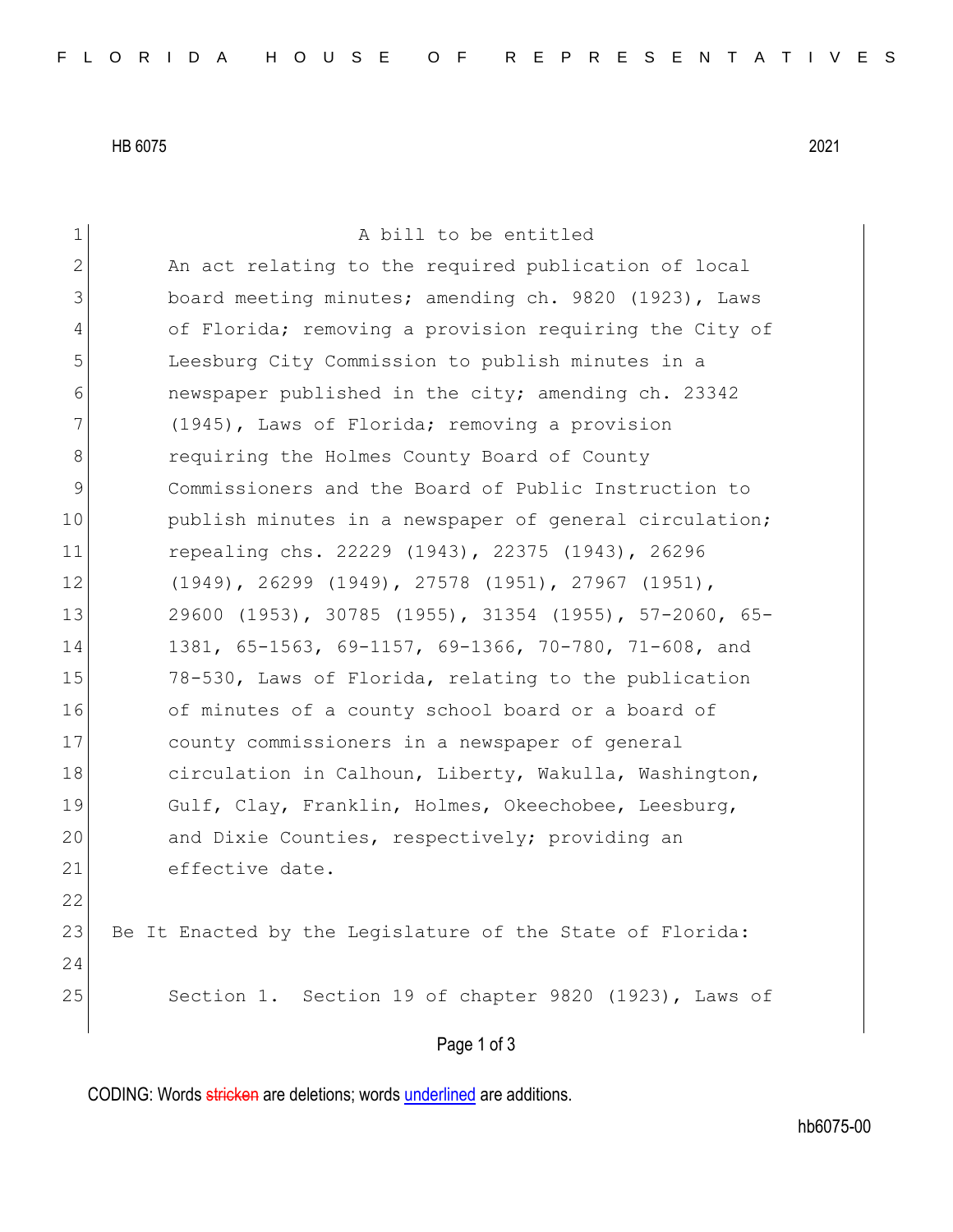A bill to be entitled

An act relating to the required publication of local board meeting minutes; amending ch. 9820 (1923), Laws of Florida; removing a provision requiring the City of Leesburg City Commission to publish minutes in a newspaper published in the city; amending ch. 23342 (1945), Laws of Florida; removing a provision requiring the Holmes County Board of County Commissioners and the Board of Public Instruction to publish minutes in a newspaper of general circulation; repealing chs. 22229 (1943), 22375 (1943), 26296 (1949), 26299 (1949), 27578 (1951), 27967 (1951), 29600 (1953), 30785 (1955), 31354 (1955), 57-2060, 65-1381, 65-1563, 69-1157, 69-1366, 70-780, 71-608, and 78-530, Laws of Florida, relating to the publication of minutes of a county school board or a board of county commissioners in a newspaper of general circulation in Calhoun, Liberty, Wakulla, Washington, Gulf, Clay, Franklin, Holmes, Okeechobee, Leesburg, and Dixie Counties, respectively; providing an effective date.

Be It Enacted by the Legislature of the State of Florida:

Section 1. Section 19 of chapter 9820 (1923), Laws of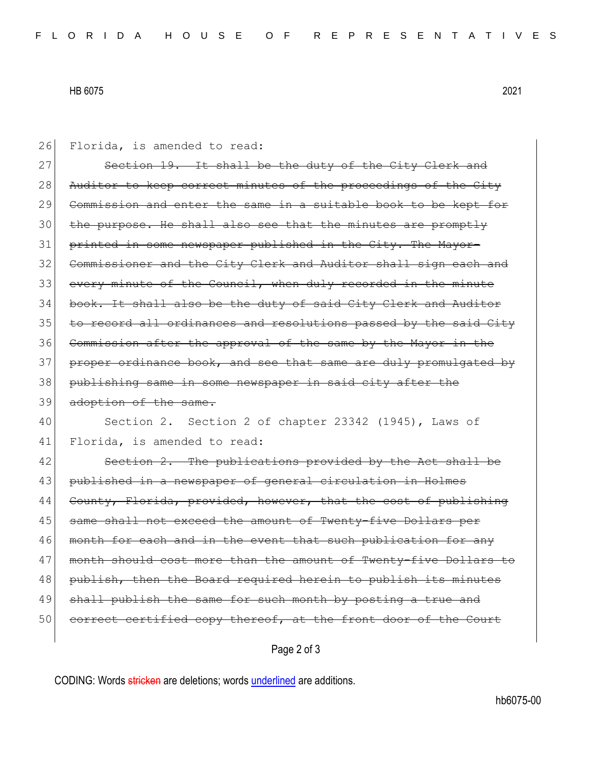26 Florida, is amended to read:

27 ~~Section 19. It shall be the duty of the City Clerk and~~
28 ~~Auditor to keep correct minutes of the proceedings of the City~~
29 ~~Commission and enter the same in a suitable book to be kept for~~
30 ~~the purpose. He shall also see that the minutes are promptly~~
31 ~~printed in some newspaper published in the City. The Mayor-~~
32 ~~Commissioner and the City Clerk and Auditor shall sign each and~~
33 ~~every minute of the Council, when duly recorded in the minute~~
34 ~~book. It shall also be the duty of said City Clerk and Auditor~~
35 ~~to record all ordinances and resolutions passed by the said City~~
36 ~~Commission after the approval of the same by the Mayor in the~~
37 ~~proper ordinance book, and see that same are duly promulgated by~~
38 ~~publishing same in some newspaper in said city after the~~
39 ~~adoption of the same.~~

40 Section 2. Section 2 of chapter 23342 (1945), Laws of
41 Florida, is amended to read:

42 ~~Section 2. The publications provided by the Act shall be~~
43 ~~published in a newspaper of general circulation in Holmes~~
44 ~~County, Florida, provided, however, that the cost of publishing~~
45 ~~same shall not exceed the amount of Twenty-five Dollars per~~
46 ~~month for each and in the event that such publication for any~~
47 ~~month should cost more than the amount of Twenty-five Dollars to~~
48 ~~publish, then the Board required herein to publish its minutes~~
49 ~~shall publish the same for such month by posting a true and~~
50 ~~correct certified copy thereof, at the front door of the Court~~

CODING: Words ~~stricken~~ are deletions; words <u>underlined</u> are additions.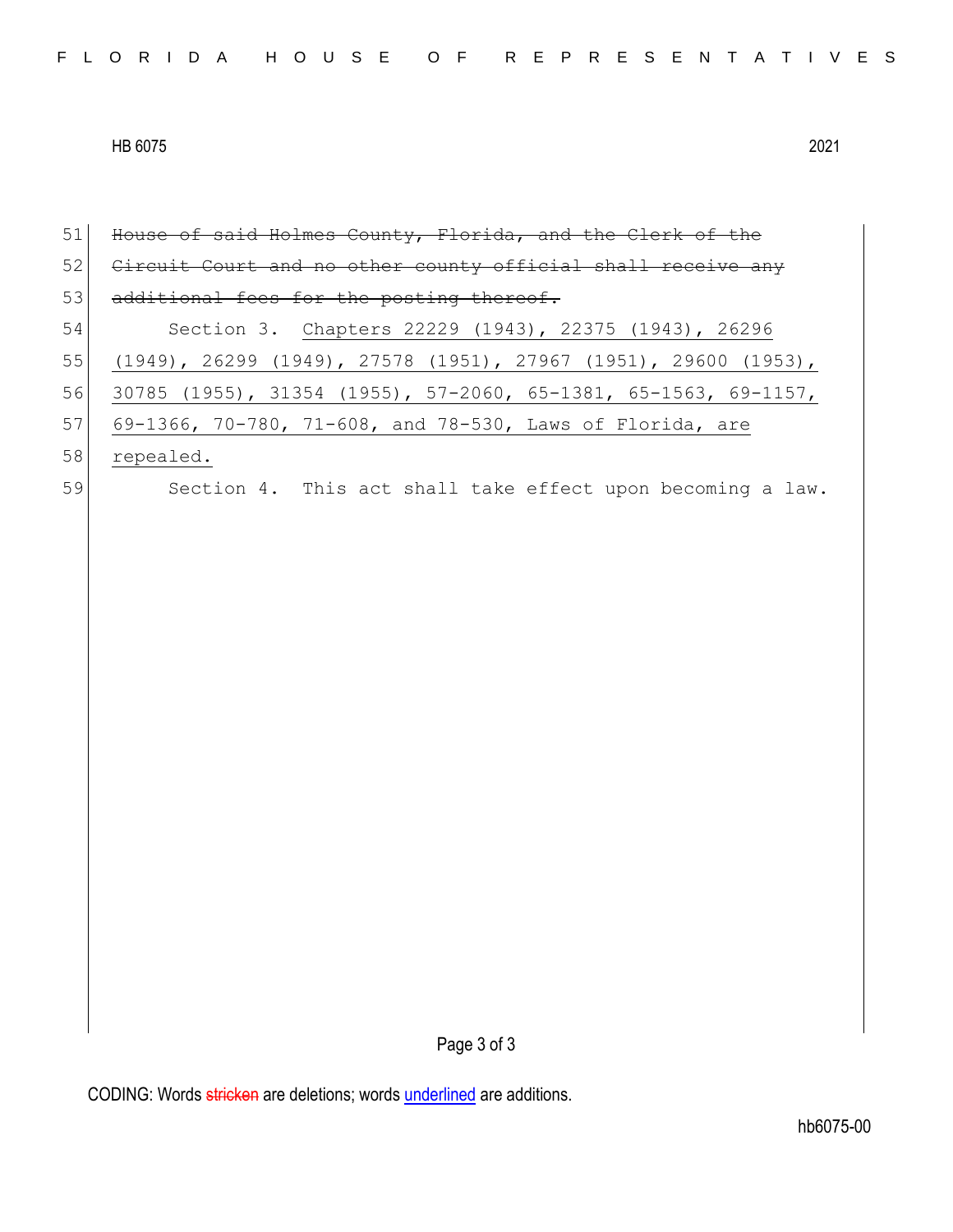51 ~~House of said Holmes County, Florida, and the Clerk of the~~
52 ~~Circuit Court and no other county official shall receive any~~
53 ~~additional fees for the posting thereof.~~
54 Section 3. <u>Chapters 22229 (1943), 22375 (1943), 26296</u>
55 <u>(1949), 26299 (1949), 27578 (1951), 27967 (1951), 29600 (1953),</u>
56 <u>30785 (1955), 31354 (1955), 57-2060, 65-1381, 65-1563, 69-1157,</u>
57 <u>69-1366, 70-780, 71-608, and 78-530, Laws of Florida, are</u>
58 <u>repealed.</u>
59 Section 4. This act shall take effect upon becoming a law.

CODING: Words ~~stricken~~ are deletions; words <u>underlined</u> are additions.